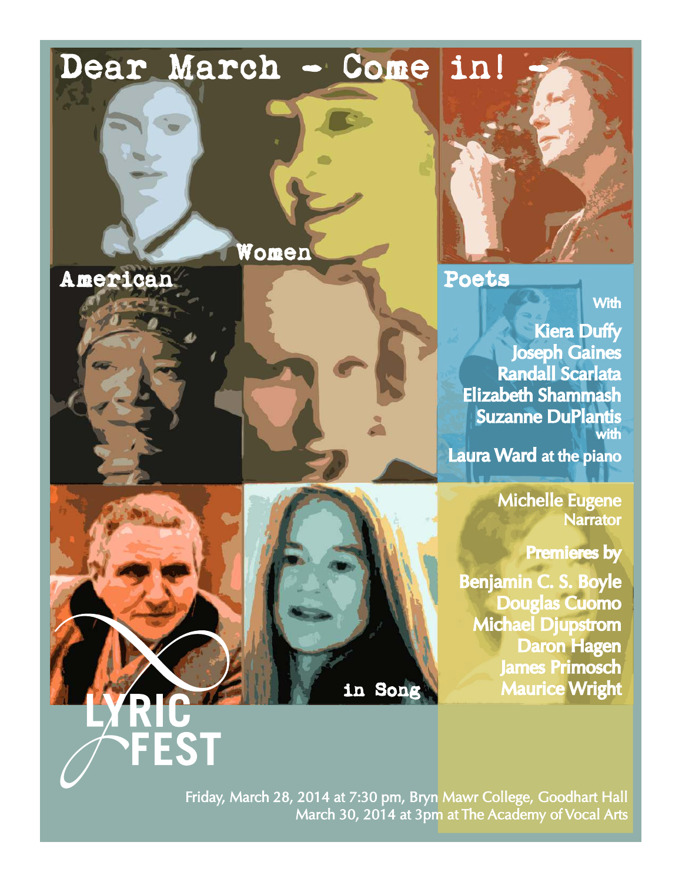# Dear March - Come in! -

## Women American Poets in Song

With

**Kiera Duffy**
**Joseph Gaines**
**Randall Scarlata**
**Elizabeth Shammash**
**Suzanne DuPlantis**

with

**Laura Ward** at the piano

**Michelle Eugene**
Narrator

**Premieres by**

**Benjamin C. S. Boyle**
**Douglas Cuomo**
**Michael Djupstrom**
**Daron Hagen**
**James Primosch**
**Maurice Wright**

LYRIC FEST

Friday, March 28, 2014 at 7:30 pm, Bryn Mawr College, Goodhart Hall
March 30, 2014 at 3pm at The Academy of Vocal Arts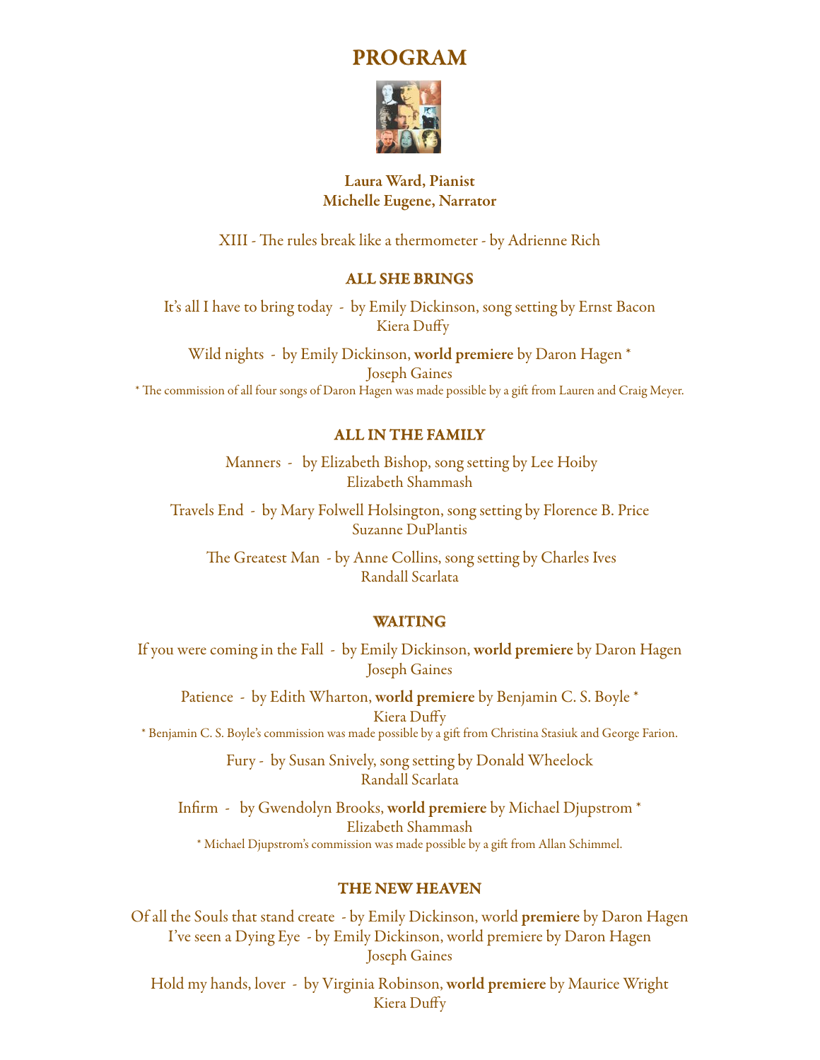# PROGRAM

**Laura Ward, Pianist**
**Michelle Eugene, Narrator**

XIII - The rules break like a thermometer - by Adrienne Rich

## ALL SHE BRINGS

It's all I have to bring today - by Emily Dickinson, song setting by Ernst Bacon
Kiera Duffy

Wild nights - by Emily Dickinson, **world premiere** by Daron Hagen *
Joseph Gaines

* The commission of all four songs of Daron Hagen was made possible by a gift from Lauren and Craig Meyer.

## ALL IN THE FAMILY

Manners - by Elizabeth Bishop, song setting by Lee Hoiby
Elizabeth Shammash

Travels End - by Mary Folwell Holsington, song setting by Florence B. Price
Suzanne DuPlantis

The Greatest Man - by Anne Collins, song setting by Charles Ives
Randall Scarlata

## WAITING

If you were coming in the Fall - by Emily Dickinson, **world premiere** by Daron Hagen
Joseph Gaines

Patience - by Edith Wharton, **world premiere** by Benjamin C. S. Boyle *
Kiera Duffy

* Benjamin C. S. Boyle's commission was made possible by a gift from Christina Stasiuk and George Farion.

Fury - by Susan Snively, song setting by Donald Wheelock
Randall Scarlata

Infirm - by Gwendolyn Brooks, **world premiere** by Michael Djupstrom *
Elizabeth Shammash

* Michael Djupstrom's commission was made possible by a gift from Allan Schimmel.

## THE NEW HEAVEN

Of all the Souls that stand create - by Emily Dickinson, world **premiere** by Daron Hagen
I've seen a Dying Eye - by Emily Dickinson, world premiere by Daron Hagen
Joseph Gaines

Hold my hands, lover - by Virginia Robinson, **world premiere** by Maurice Wright
Kiera Duffy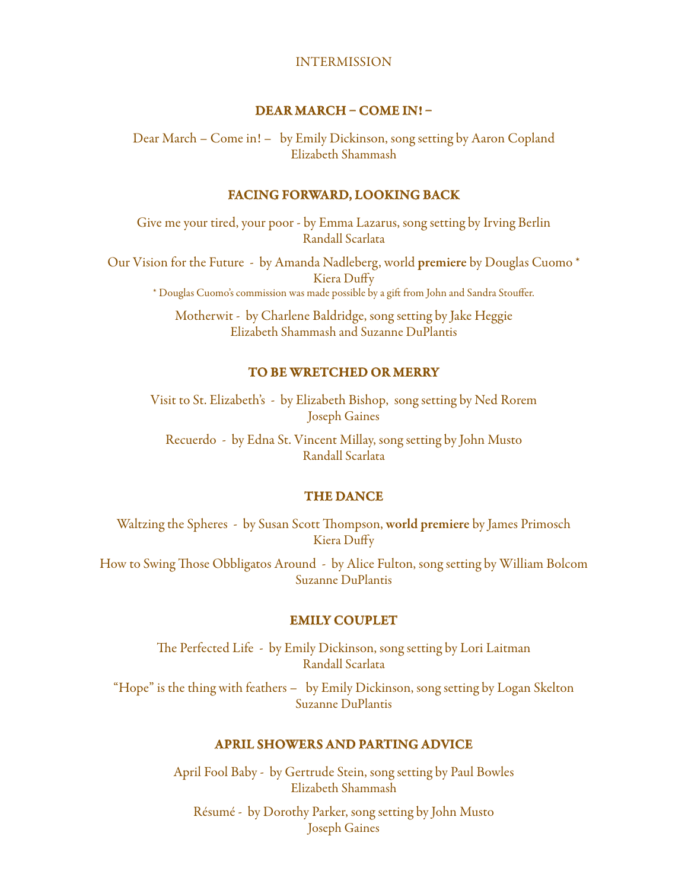INTERMISSION

## DEAR MARCH – COME IN! –

Dear March – Come in! – by Emily Dickinson, song setting by Aaron Copland
Elizabeth Shammash

## FACING FORWARD, LOOKING BACK

Give me your tired, your poor - by Emma Lazarus, song setting by Irving Berlin
Randall Scarlata

Our Vision for the Future - by Amanda Nadleberg, world **premiere** by Douglas Cuomo *
Kiera Duffy
* Douglas Cuomo's commission was made possible by a gift from John and Sandra Stouffer.

Motherwit - by Charlene Baldridge, song setting by Jake Heggie
Elizabeth Shammash and Suzanne DuPlantis

## TO BE WRETCHED OR MERRY

Visit to St. Elizabeth's - by Elizabeth Bishop, song setting by Ned Rorem
Joseph Gaines

Recuerdo - by Edna St. Vincent Millay, song setting by John Musto
Randall Scarlata

## THE DANCE

Waltzing the Spheres - by Susan Scott Thompson, **world premiere** by James Primosch
Kiera Duffy

How to Swing Those Obbligatos Around - by Alice Fulton, song setting by William Bolcom
Suzanne DuPlantis

## EMILY COUPLET

The Perfected Life - by Emily Dickinson, song setting by Lori Laitman
Randall Scarlata

"Hope" is the thing with feathers – by Emily Dickinson, song setting by Logan Skelton
Suzanne DuPlantis

## APRIL SHOWERS AND PARTING ADVICE

April Fool Baby - by Gertrude Stein, song setting by Paul Bowles
Elizabeth Shammash

Résumé - by Dorothy Parker, song setting by John Musto
Joseph Gaines